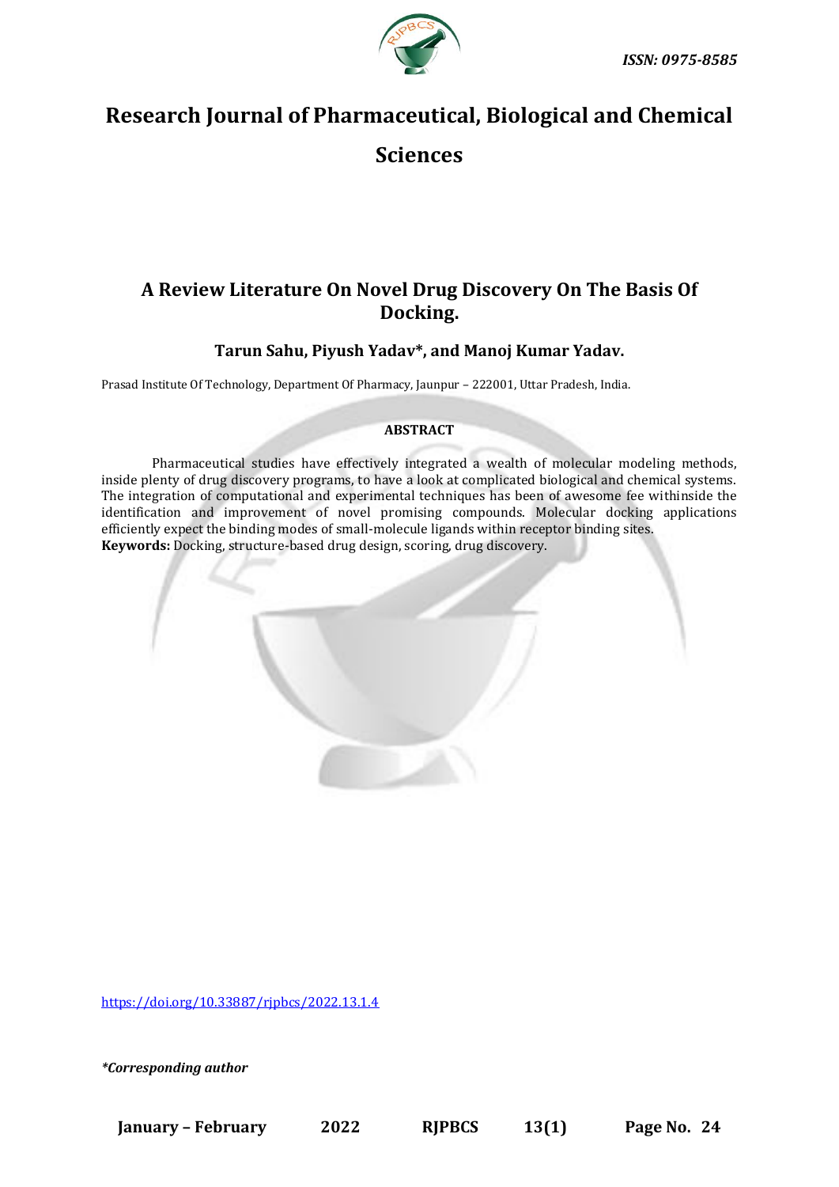ISSN: 0975-8585

# Research Journal of Pharmaceutical, Biological and Chemical Sciences

## A Review Literature On Novel Drug Discovery On The Basis Of Docking.

**Tarun Sahu, Piyush Yadav\*, and Manoj Kumar Yadav.**

Prasad Institute Of Technology, Department Of Pharmacy, Jaunpur – 222001, Uttar Pradesh, India.

**ABSTRACT**

Pharmaceutical studies have effectively integrated a wealth of molecular modeling methods, inside plenty of drug discovery programs, to have a look at complicated biological and chemical systems. The integration of computational and experimental techniques has been of awesome fee withinside the identification and improvement of novel promising compounds. Molecular docking applications efficiently expect the binding modes of small-molecule ligands within receptor binding sites.

**Keywords:** Docking, structure-based drug design, scoring, drug discovery.

https://doi.org/10.33887/rjpbcs/2022.13.1.4

*\*Corresponding author*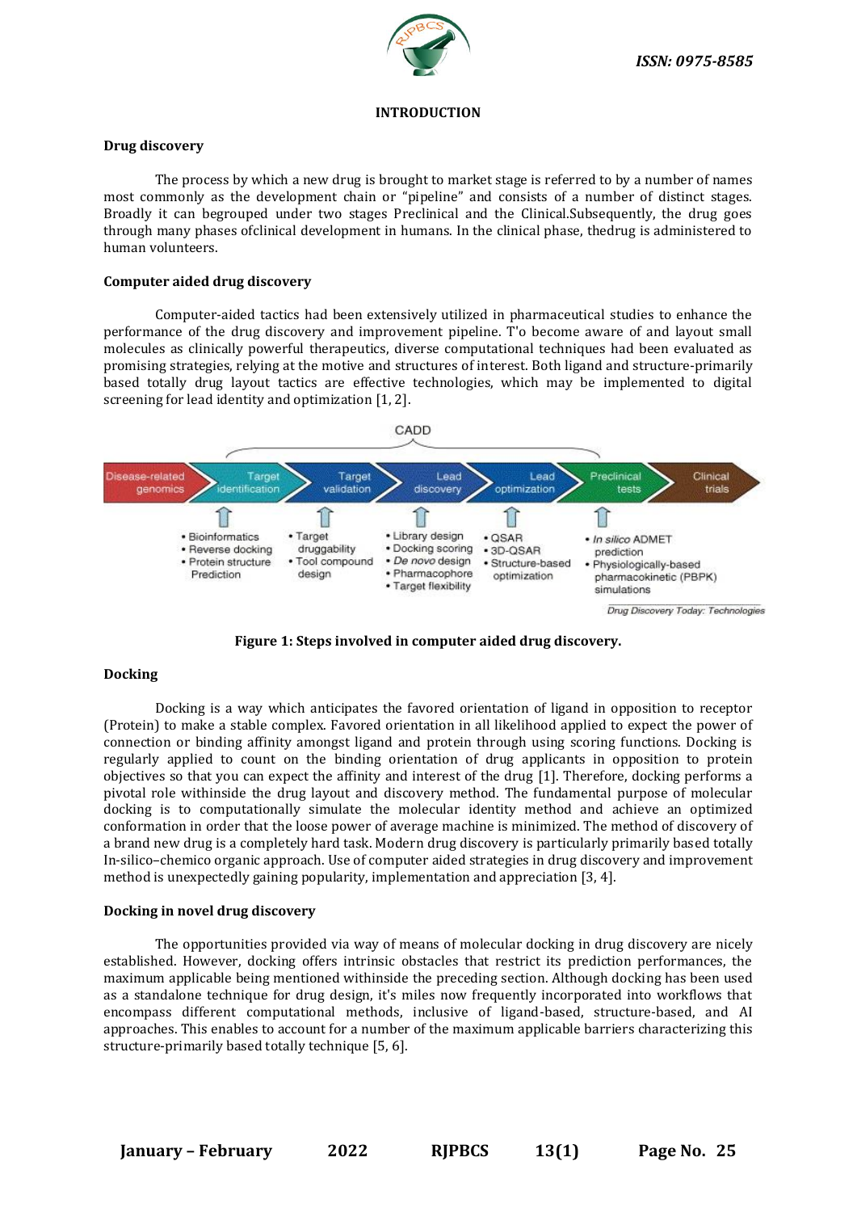## INTRODUCTION

### Drug discovery

The process by which a new drug is brought to market stage is referred to by a number of names most commonly as the development chain or "pipeline" and consists of a number of distinct stages. Broadly it can begrouped under two stages Preclinical and the Clinical.Subsequently, the drug goes through many phases ofclinical development in humans. In the clinical phase, thedrug is administered to human volunteers.

### Computer aided drug discovery

Computer-aided tactics had been extensively utilized in pharmaceutical studies to enhance the performance of the drug discovery and improvement pipeline. T'o become aware of and layout small molecules as clinically powerful therapeutics, diverse computational techniques had been evaluated as promising strategies, relying at the motive and structures of interest. Both ligand and structure-primarily based totally drug layout tactics are effective technologies, which may be implemented to digital screening for lead identity and optimization [1, 2].

CADD

| Disease-related genomics | Target identification | Target validation | Lead discovery | Lead optimization | Preclinical tests | Clinical trials |
|---|---|---|---|---|---|---|
| | • Bioinformatics<br>• Reverse docking<br>• Protein structure Prediction | • Target druggability<br>• Tool compound design | • Library design<br>• Docking scoring<br>• *De novo* design<br>• Pharmacophore<br>• Target flexibility | • QSAR<br>• 3D-QSAR<br>• Structure-based optimization | • *In silico* ADMET prediction<br>• Physiologically-based pharmacokinetic (PBPK) simulations | |

*Drug Discovery Today: Technologies*

**Figure 1: Steps involved in computer aided drug discovery.**

### Docking

Docking is a way which anticipates the favored orientation of ligand in opposition to receptor (Protein) to make a stable complex. Favored orientation in all likelihood applied to expect the power of connection or binding affinity amongst ligand and protein through using scoring functions. Docking is regularly applied to count on the binding orientation of drug applicants in opposition to protein objectives so that you can expect the affinity and interest of the drug [1]. Therefore, docking performs a pivotal role withinside the drug layout and discovery method. The fundamental purpose of molecular docking is to computationally simulate the molecular identity method and achieve an optimized conformation in order that the loose power of average machine is minimized. The method of discovery of a brand new drug is a completely hard task. Modern drug discovery is particularly primarily based totally In-silico–chemico organic approach. Use of computer aided strategies in drug discovery and improvement method is unexpectedly gaining popularity, implementation and appreciation [3, 4].

### Docking in novel drug discovery

The opportunities provided via way of means of molecular docking in drug discovery are nicely established. However, docking offers intrinsic obstacles that restrict its prediction performances, the maximum applicable being mentioned withinside the preceding section. Although docking has been used as a standalone technique for drug design, it's miles now frequently incorporated into workflows that encompass different computational methods, inclusive of ligand-based, structure-based, and AI approaches. This enables to account for a number of the maximum applicable barriers characterizing this structure-primarily based totally technique [5, 6].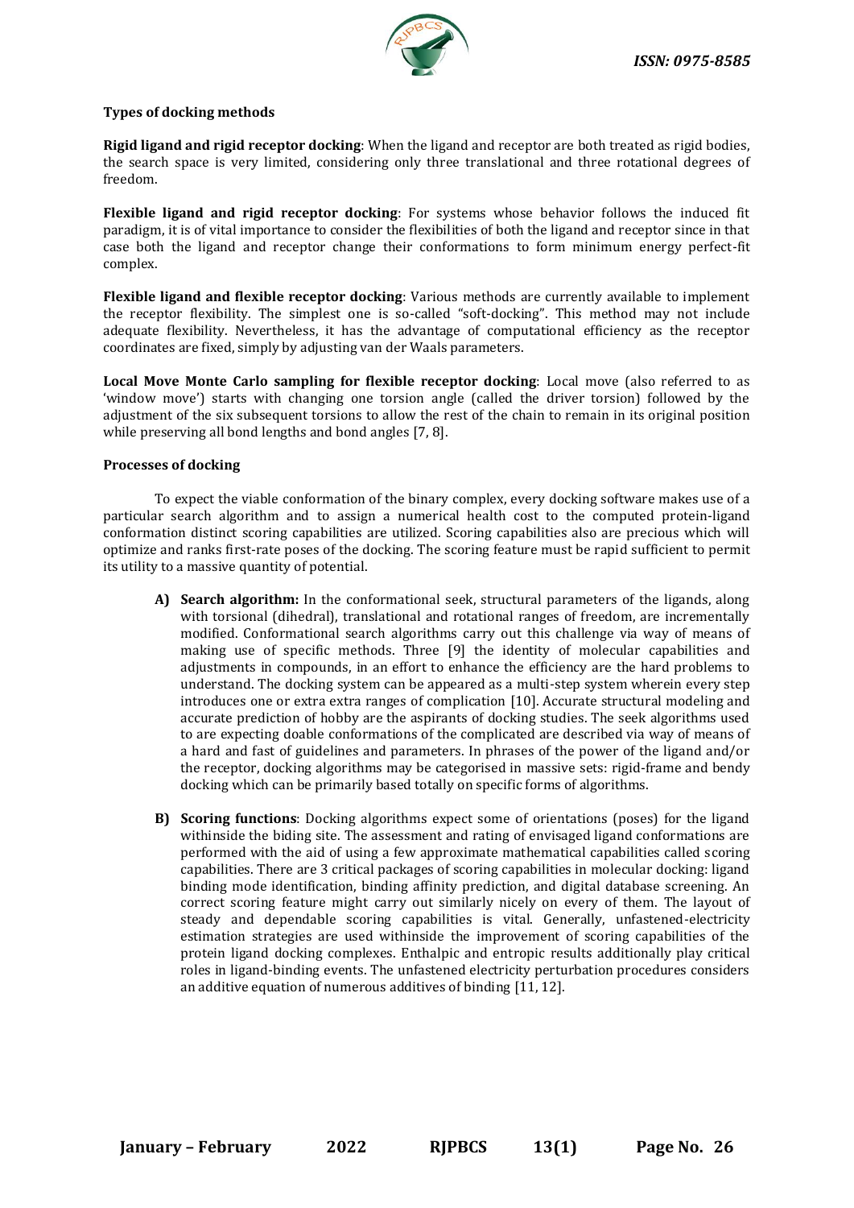**Types of docking methods**

**Rigid ligand and rigid receptor docking**: When the ligand and receptor are both treated as rigid bodies, the search space is very limited, considering only three translational and three rotational degrees of freedom.

**Flexible ligand and rigid receptor docking**: For systems whose behavior follows the induced fit paradigm, it is of vital importance to consider the flexibilities of both the ligand and receptor since in that case both the ligand and receptor change their conformations to form minimum energy perfect-fit complex.

**Flexible ligand and flexible receptor docking**: Various methods are currently available to implement the receptor flexibility. The simplest one is so-called "soft-docking". This method may not include adequate flexibility. Nevertheless, it has the advantage of computational efficiency as the receptor coordinates are fixed, simply by adjusting van der Waals parameters.

**Local Move Monte Carlo sampling for flexible receptor docking**: Local move (also referred to as 'window move') starts with changing one torsion angle (called the driver torsion) followed by the adjustment of the six subsequent torsions to allow the rest of the chain to remain in its original position while preserving all bond lengths and bond angles [7, 8].

**Processes of docking**

To expect the viable conformation of the binary complex, every docking software makes use of a particular search algorithm and to assign a numerical health cost to the computed protein-ligand conformation distinct scoring capabilities are utilized. Scoring capabilities also are precious which will optimize and ranks first-rate poses of the docking. The scoring feature must be rapid sufficient to permit its utility to a massive quantity of potential.

- **A) Search algorithm:** In the conformational seek, structural parameters of the ligands, along with torsional (dihedral), translational and rotational ranges of freedom, are incrementally modified. Conformational search algorithms carry out this challenge via way of means of making use of specific methods. Three [9] the identity of molecular capabilities and adjustments in compounds, in an effort to enhance the efficiency are the hard problems to understand. The docking system can be appeared as a multi-step system wherein every step introduces one or extra extra ranges of complication [10]. Accurate structural modeling and accurate prediction of hobby are the aspirants of docking studies. The seek algorithms used to are expecting doable conformations of the complicated are described via way of means of a hard and fast of guidelines and parameters. In phrases of the power of the ligand and/or the receptor, docking algorithms may be categorised in massive sets: rigid-frame and bendy docking which can be primarily based totally on specific forms of algorithms.

- **B) Scoring functions**: Docking algorithms expect some of orientations (poses) for the ligand withinside the biding site. The assessment and rating of envisaged ligand conformations are performed with the aid of using a few approximate mathematical capabilities called scoring capabilities. There are 3 critical packages of scoring capabilities in molecular docking: ligand binding mode identification, binding affinity prediction, and digital database screening. An correct scoring feature might carry out similarly nicely on every of them. The layout of steady and dependable scoring capabilities is vital. Generally, unfastened-electricity estimation strategies are used withinside the improvement of scoring capabilities of the protein ligand docking complexes. Enthalpic and entropic results additionally play critical roles in ligand-binding events. The unfastened electricity perturbation procedures considers an additive equation of numerous additives of binding [11, 12].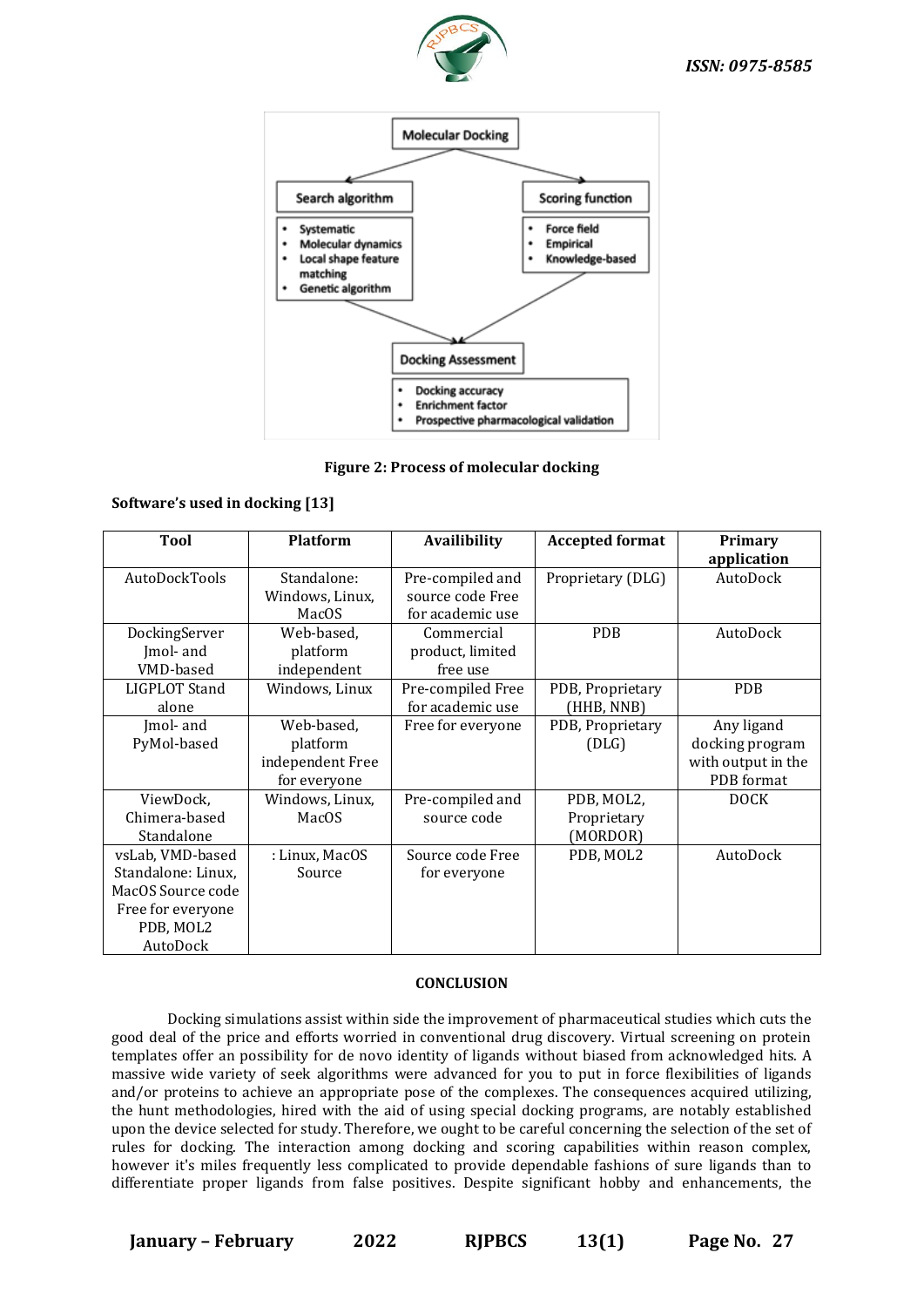Figure 2: Process of molecular docking

**Software's used in docking [13]**

| Tool | Platform | Availibility | Accepted format | Primary application |
|---|---|---|---|---|
| AutoDockTools | Standalone: Windows, Linux, MacOS | Pre-compiled and source code Free for academic use | Proprietary (DLG) | AutoDock |
| DockingServer Jmol- and VMD-based | Web-based, platform independent | Commercial product, limited free use | PDB | AutoDock |
| LIGPLOT Stand alone | Windows, Linux | Pre-compiled Free for academic use | PDB, Proprietary (HHB, NNB) | PDB |
| Jmol- and PyMol-based | Web-based, platform independent Free for everyone | Free for everyone | PDB, Proprietary (DLG) | Any ligand docking program with output in the PDB format |
| ViewDock, Chimera-based Standalone | Windows, Linux, MacOS | Pre-compiled and source code | PDB, MOL2, Proprietary (MORDOR) | DOCK |
| vsLab, VMD-based Standalone: Linux, MacOS Source code Free for everyone PDB, MOL2 AutoDock | : Linux, MacOS Source | Source code Free for everyone | PDB, MOL2 | AutoDock |

**CONCLUSION**

Docking simulations assist within side the improvement of pharmaceutical studies which cuts the good deal of the price and efforts worried in conventional drug discovery. Virtual screening on protein templates offer an possibility for de novo identity of ligands without biased from acknowledged hits. A massive wide variety of seek algorithms were advanced for you to put in force flexibilities of ligands and/or proteins to achieve an appropriate pose of the complexes. The consequences acquired utilizing, the hunt methodologies, hired with the aid of using special docking programs, are notably established upon the device selected for study. Therefore, we ought to be careful concerning the selection of the set of rules for docking. The interaction among docking and scoring capabilities within reason complex, however it's miles frequently less complicated to provide dependable fashions of sure ligands than to differentiate proper ligands from false positives. Despite significant hobby and enhancements, the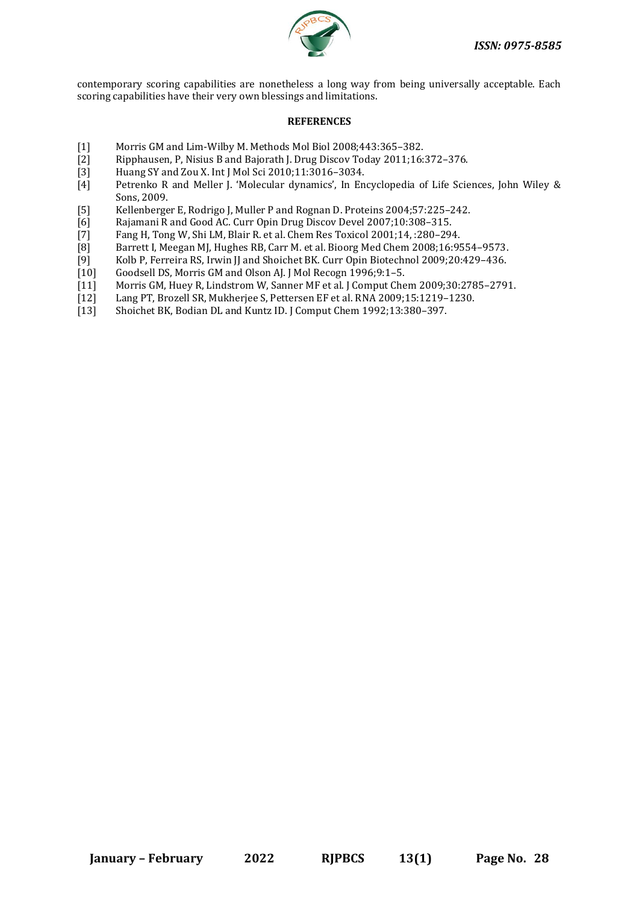contemporary scoring capabilities are nonetheless a long way from being universally acceptable. Each scoring capabilities have their very own blessings and limitations.

## REFERENCES

[1] Morris GM and Lim-Wilby M. Methods Mol Biol 2008;443:365–382.
[2] Ripphausen, P, Nisius B and Bajorath J. Drug Discov Today 2011;16:372–376.
[3] Huang SY and Zou X. Int J Mol Sci 2010;11:3016–3034.
[4] Petrenko R and Meller J. 'Molecular dynamics', In Encyclopedia of Life Sciences, John Wiley & Sons, 2009.
[5] Kellenberger E, Rodrigo J, Muller P and Rognan D. Proteins 2004;57:225–242.
[6] Rajamani R and Good AC. Curr Opin Drug Discov Devel 2007;10:308–315.
[7] Fang H, Tong W, Shi LM, Blair R. et al. Chem Res Toxicol 2001;14, :280–294.
[8] Barrett I, Meegan MJ, Hughes RB, Carr M. et al. Bioorg Med Chem 2008;16:9554–9573.
[9] Kolb P, Ferreira RS, Irwin JJ and Shoichet BK. Curr Opin Biotechnol 2009;20:429–436.
[10] Goodsell DS, Morris GM and Olson AJ. J Mol Recogn 1996;9:1–5.
[11] Morris GM, Huey R, Lindstrom W, Sanner MF et al. J Comput Chem 2009;30:2785–2791.
[12] Lang PT, Brozell SR, Mukherjee S, Pettersen EF et al. RNA 2009;15:1219–1230.
[13] Shoichet BK, Bodian DL and Kuntz ID. J Comput Chem 1992;13:380–397.